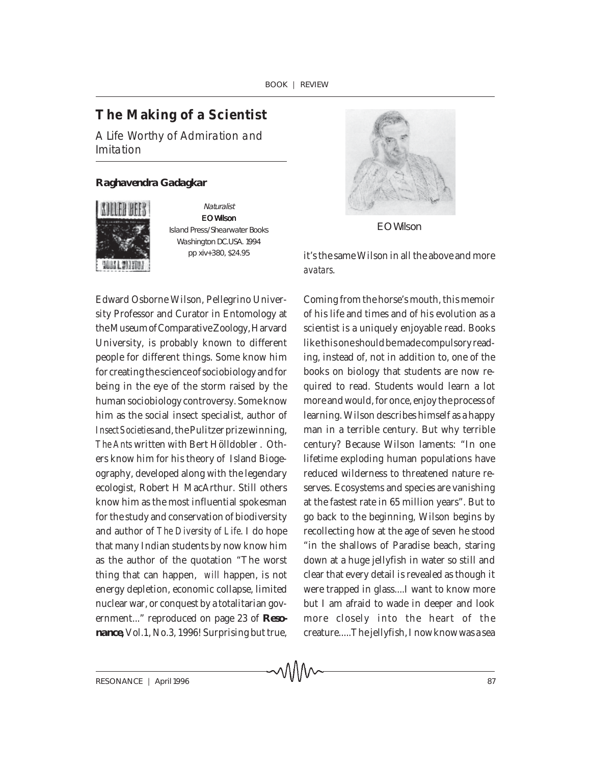# The Making of a Scientist

*A Life Worthy of Admiration and Imitation*

**Raghavendra Gadagkar**

*Naturalist*
**E O Wilson**
Island Press/Shearwater Books
Washington DC.USA. 1994
pp xiv+380, $24.95

E O Wilson

Edward Osborne Wilson, Pellegrino University Professor and Curator in Entomology at the Museum of Comparative Zoology, Harvard University, is probably known to different people for different things. Some know him for creating the science of sociobiology and for being in the eye of the storm raised by the human sociobiology controversy. Some know him as the social insect specialist, author of *Insect Societies* and, the Pulitzer prize winning, *The Ants* written with Bert Hölldobler. Others know him for his theory of Island Biogeography, developed along with the legendary ecologist, Robert H MacArthur. Still others know him as the most influential spokesman for the study and conservation of biodiversity and author of *The Diversity of Life*. I do hope that many Indian students by now know him as the author of the quotation "The worst thing that can happen, *will* happen, is not energy depletion, economic collapse, limited nuclear war, or conquest by a totalitarian government..." reproduced on page 23 of **Resonance,** Vol.1, No.3, 1996! Surprising but true, it's the same Wilson in all the above and more *avatars*.

Coming from the horse's mouth, this memoir of his life and times and of his evolution as a scientist is a uniquely enjoyable read. Books like this one should be made compulsory reading, instead of, not in addition to, one of the books on biology that students are now required to read. Students would learn a lot more and would, for once, enjoy the process of learning. Wilson describes himself as a happy man in a terrible century. But why terrible century? Because Wilson laments: "In one lifetime exploding human populations have reduced wilderness to threatened nature reserves. Ecosystems and species are vanishing at the fastest rate in 65 million years". But to go back to the beginning, Wilson begins by recollecting how at the age of seven he stood "in the shallows of Paradise beach, staring down at a huge jellyfish in water so still and clear that every detail is revealed as though it were trapped in glass....I want to know more but I am afraid to wade in deeper and look more closely into the heart of the creature.....The jellyfish, I now know was a sea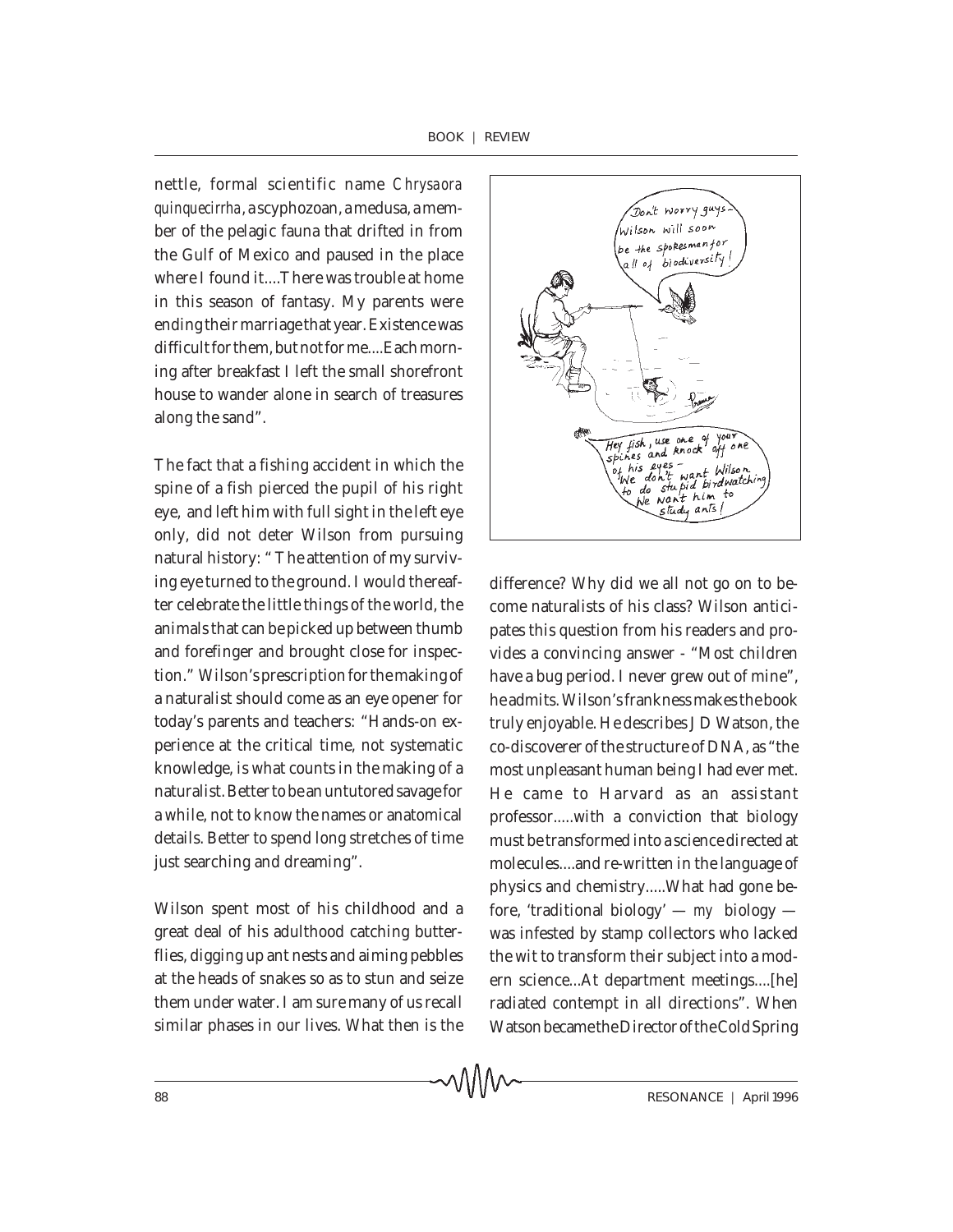nettle, formal scientific name *Chrysaora quinquecirrha*, a scyphozoan, a medusa, a member of the pelagic fauna that drifted in from the Gulf of Mexico and paused in the place where I found it....There was trouble at home in this season of fantasy. My parents were ending their marriage that year. Existence was difficult for them, but not for me....Each morning after breakfast I left the small shorefront house to wander alone in search of treasures along the sand".

The fact that a fishing accident in which the spine of a fish pierced the pupil of his right eye, and left him with full sight in the left eye only, did not deter Wilson from pursuing natural history: " The attention of my surviving eye turned to the ground. I would thereafter celebrate the little things of the world, the animals that can be picked up between thumb and forefinger and brought close for inspection." Wilson's prescription for the making of a naturalist should come as an eye opener for today's parents and teachers: "Hands-on experience at the critical time, not systematic knowledge, is what counts in the making of a naturalist. Better to be an untutored savage for a while, not to know the names or anatomical details. Better to spend long stretches of time just searching and dreaming".

Wilson spent most of his childhood and a great deal of his adulthood catching butterflies, digging up ant nests and aiming pebbles at the heads of snakes so as to stun and seize them under water. I am sure many of us recall similar phases in our lives. What then is the difference? Why did we all not go on to become naturalists of his class? Wilson anticipates this question from his readers and provides a convincing answer - "Most children have a bug period. I never grew out of mine", he admits. Wilson's frankness makes the book truly enjoyable. He describes J D Watson, the co-discoverer of the structure of DNA, as "the most unpleasant human being I had ever met. He came to Harvard as an assistant professor.....with a conviction that biology must be transformed into a science directed at molecules....and re-written in the language of physics and chemistry.....What had gone before, 'traditional biology' — *my* biology — was infested by stamp collectors who lacked the wit to transform their subject into a modern science...At department meetings....[he] radiated contempt in all directions". When Watson became the Director of the Cold Spring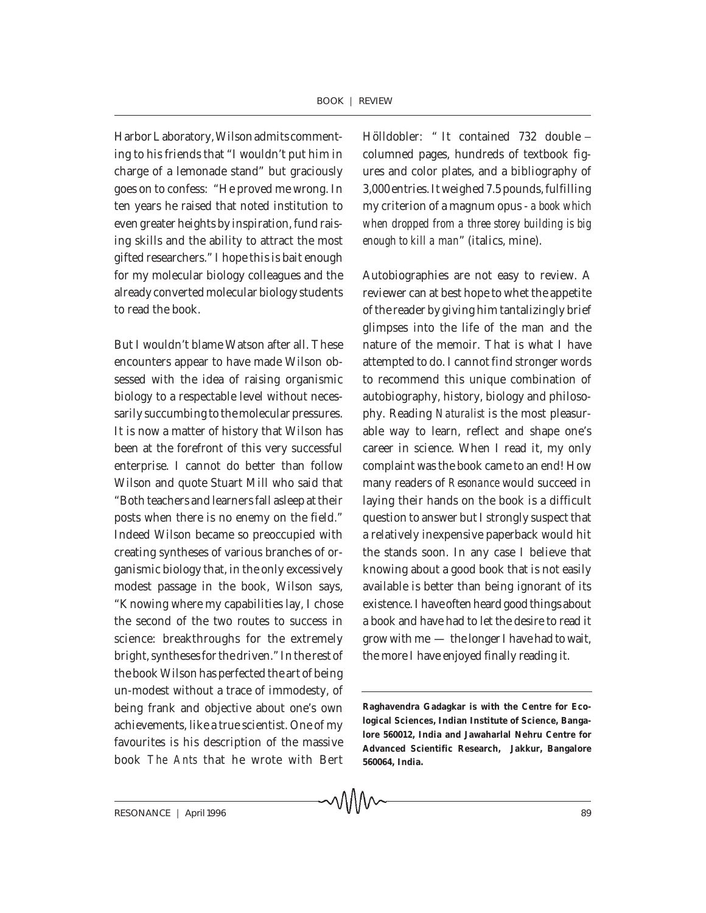Harbor Laboratory, Wilson admits commenting to his friends that "I wouldn't put him in charge of a lemonade stand" but graciously goes on to confess: "He proved me wrong. In ten years he raised that noted institution to even greater heights by inspiration, fund raising skills and the ability to attract the most gifted researchers." I hope this is bait enough for my molecular biology colleagues and the already converted molecular biology students to read the book.

But I wouldn't blame Watson after all. These encounters appear to have made Wilson obsessed with the idea of raising organismic biology to a respectable level without necessarily succumbing to the molecular pressures. It is now a matter of history that Wilson has been at the forefront of this very successful enterprise. I cannot do better than follow Wilson and quote Stuart Mill who said that "Both teachers and learners fall asleep at their posts when there is no enemy on the field." Indeed Wilson became so preoccupied with creating syntheses of various branches of organismic biology that, in the only excessively modest passage in the book, Wilson says, "Knowing where my capabilities lay, I chose the second of the two routes to success in science: breakthroughs for the extremely bright, syntheses for the driven." In the rest of the book Wilson has perfected the art of being un-modest without a trace of immodesty, of being frank and objective about one's own achievements, like a true scientist. One of my favourites is his description of the massive book *The Ants* that he wrote with Bert Hölldobler: "It contained 732 double – columned pages, hundreds of textbook figures and color plates, and a bibliography of 3,000 entries. It weighed 7.5 pounds, fulfilling my criterion of a magnum opus - *a book which when dropped from a three storey building is big enough to kill a man*" (italics, mine).

Autobiographies are not easy to review. A reviewer can at best hope to whet the appetite of the reader by giving him tantalizingly brief glimpses into the life of the man and the nature of the memoir. That is what I have attempted to do. I cannot find stronger words to recommend this unique combination of autobiography, history, biology and philosophy. Reading *Naturalist* is the most pleasurable way to learn, reflect and shape one's career in science. When I read it, my only complaint was the book came to an end! How many readers of *Resonance* would succeed in laying their hands on the book is a difficult question to answer but I strongly suspect that a relatively inexpensive paperback would hit the stands soon. In any case I believe that knowing about a good book that is not easily available is better than being ignorant of its existence. I have often heard good things about a book and have had to let the desire to read it grow with me — the longer I have had to wait, the more I have enjoyed finally reading it.

---

**Raghavendra Gadagkar is with the Centre for Ecological Sciences, Indian Institute of Science, Bangalore 560012, India and Jawaharlal Nehru Centre for Advanced Scientific Research, Jakkur, Bangalore 560064, India.**